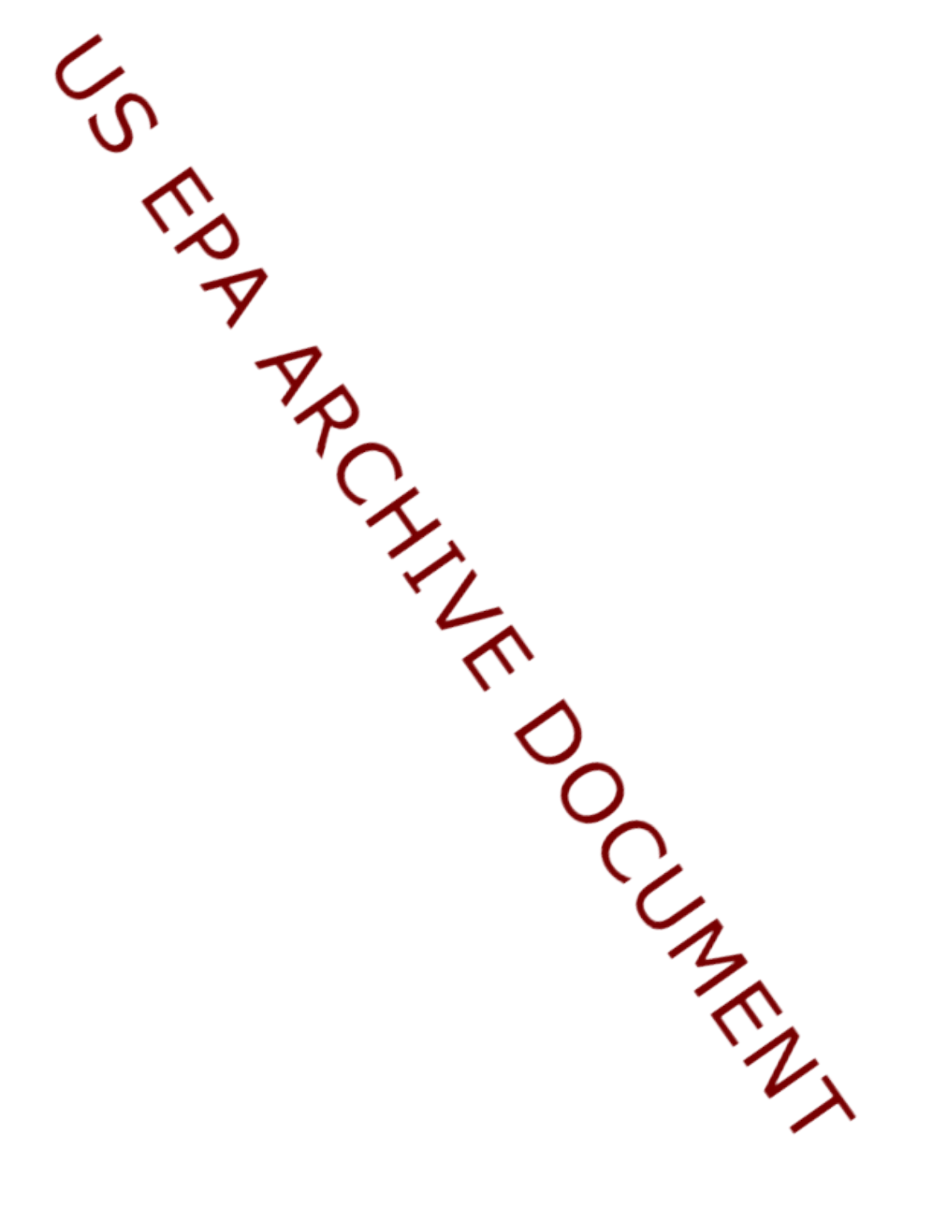US EPA ARCHIVE DOCUMENT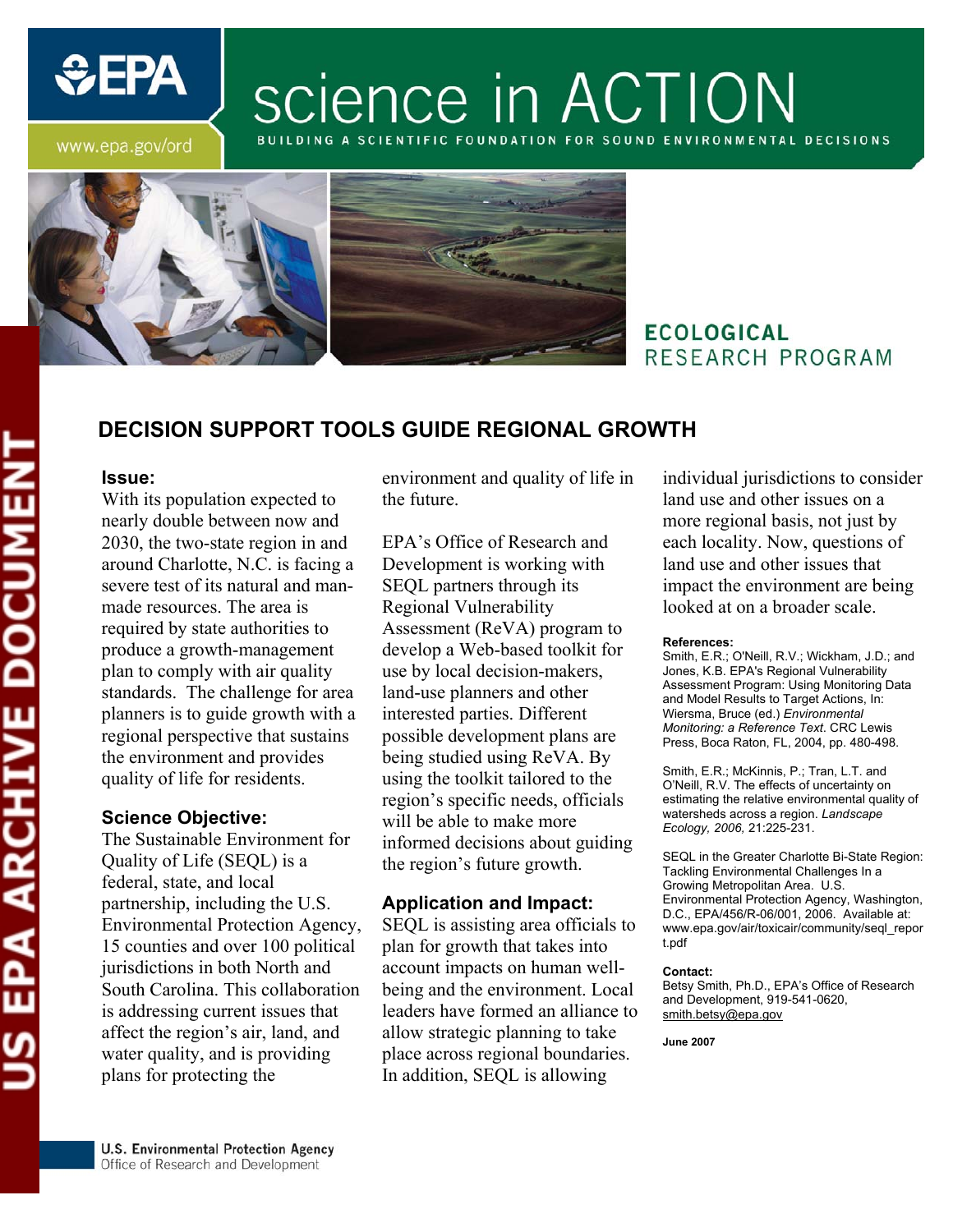# science in ACTION

BUILDING A SCIENTIFIC FOUNDATION FOR SOUND ENVIRONMENTAL DECISIONS

www.epa.gov/ord

**ECOLOGICAL RESEARCH PROGRAM**

US EPA ARCHIVE DOCUMENT

## DECISION SUPPORT TOOLS GUIDE REGIONAL GROWTH

### Issue:

With its population expected to nearly double between now and 2030, the two-state region in and around Charlotte, N.C. is facing a severe test of its natural and man-made resources. The area is required by state authorities to produce a growth-management plan to comply with air quality standards. The challenge for area planners is to guide growth with a regional perspective that sustains the environment and provides quality of life for residents.

### Science Objective:

The Sustainable Environment for Quality of Life (SEQL) is a federal, state, and local partnership, including the U.S. Environmental Protection Agency, 15 counties and over 100 political jurisdictions in both North and South Carolina. This collaboration is addressing current issues that affect the region's air, land, and water quality, and is providing plans for protecting the environment and quality of life in the future.

EPA's Office of Research and Development is working with SEQL partners through its Regional Vulnerability Assessment (ReVA) program to develop a Web-based toolkit for use by local decision-makers, land-use planners and other interested parties. Different possible development plans are being studied using ReVA. By using the toolkit tailored to the region's specific needs, officials will be able to make more informed decisions about guiding the region's future growth.

### Application and Impact:

SEQL is assisting area officials to plan for growth that takes into account impacts on human well-being and the environment. Local leaders have formed an alliance to allow strategic planning to take place across regional boundaries. In addition, SEQL is allowing individual jurisdictions to consider land use and other issues on a more regional basis, not just by each locality. Now, questions of land use and other issues that impact the environment are being looked at on a broader scale.

**References:**

Smith, E.R.; O'Neill, R.V.; Wickham, J.D.; and Jones, K.B. EPA's Regional Vulnerability Assessment Program: Using Monitoring Data and Model Results to Target Actions, In: Wiersma, Bruce (ed.) *Environmental Monitoring: a Reference Text*. CRC Lewis Press, Boca Raton, FL, 2004, pp. 480-498.

Smith, E.R.; McKinnis, P.; Tran, L.T. and O'Neill, R.V. The effects of uncertainty on estimating the relative environmental quality of watersheds across a region. *Landscape Ecology, 2006,* 21:225-231.

SEQL in the Greater Charlotte Bi-State Region: Tackling Environmental Challenges In a Growing Metropolitan Area. U.S. Environmental Protection Agency, Washington, D.C., EPA/456/R-06/001, 2006. Available at: www.epa.gov/air/toxicair/community/seql_report.pdf

**Contact:**

Betsy Smith, Ph.D., EPA's Office of Research and Development, 919-541-0620, smith.betsy@epa.gov

**June 2007**

U.S. Environmental Protection Agency
Office of Research and Development